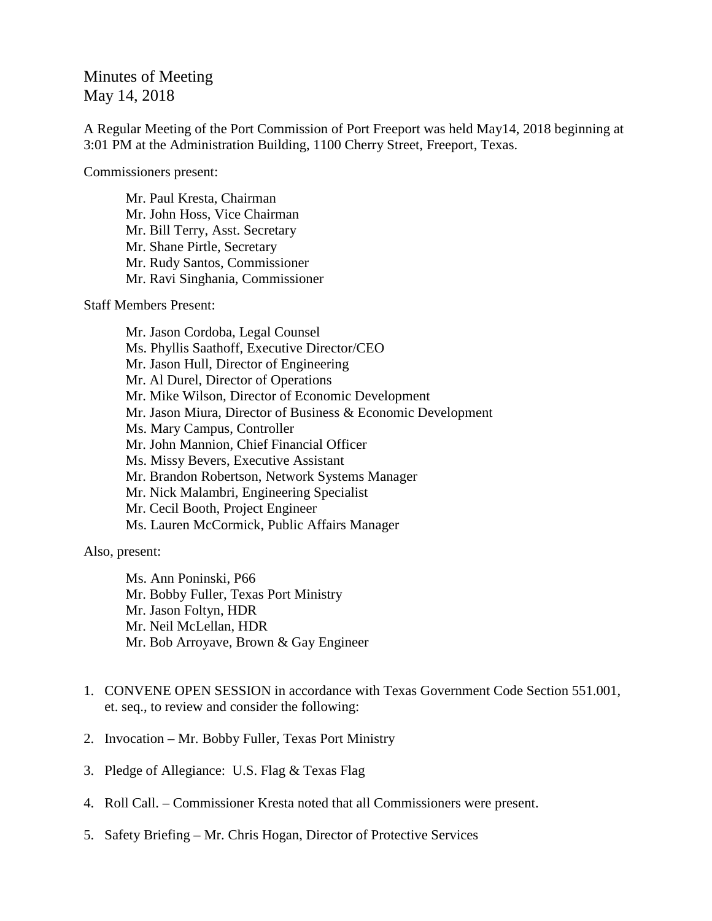# Minutes of Meeting
May 14, 2018

A Regular Meeting of the Port Commission of Port Freeport was held May14, 2018 beginning at 3:01 PM at the Administration Building, 1100 Cherry Street, Freeport, Texas.

Commissioners present:

Mr. Paul Kresta, Chairman
Mr. John Hoss, Vice Chairman
Mr. Bill Terry, Asst. Secretary
Mr. Shane Pirtle, Secretary
Mr. Rudy Santos, Commissioner
Mr. Ravi Singhania, Commissioner

Staff Members Present:

Mr. Jason Cordoba, Legal Counsel
Ms. Phyllis Saathoff, Executive Director/CEO
Mr. Jason Hull, Director of Engineering
Mr. Al Durel, Director of Operations
Mr. Mike Wilson, Director of Economic Development
Mr. Jason Miura, Director of Business & Economic Development
Ms. Mary Campus, Controller
Mr. John Mannion, Chief Financial Officer
Ms. Missy Bevers, Executive Assistant
Mr. Brandon Robertson, Network Systems Manager
Mr. Nick Malambri, Engineering Specialist
Mr. Cecil Booth, Project Engineer
Ms. Lauren McCormick, Public Affairs Manager

Also, present:

Ms. Ann Poninski, P66
Mr. Bobby Fuller, Texas Port Ministry
Mr. Jason Foltyn, HDR
Mr. Neil McLellan, HDR
Mr. Bob Arroyave, Brown & Gay Engineer

1. CONVENE OPEN SESSION in accordance with Texas Government Code Section 551.001, et. seq., to review and consider the following:
2. Invocation – Mr. Bobby Fuller, Texas Port Ministry
3. Pledge of Allegiance: U.S. Flag & Texas Flag
4. Roll Call. – Commissioner Kresta noted that all Commissioners were present.
5. Safety Briefing – Mr. Chris Hogan, Director of Protective Services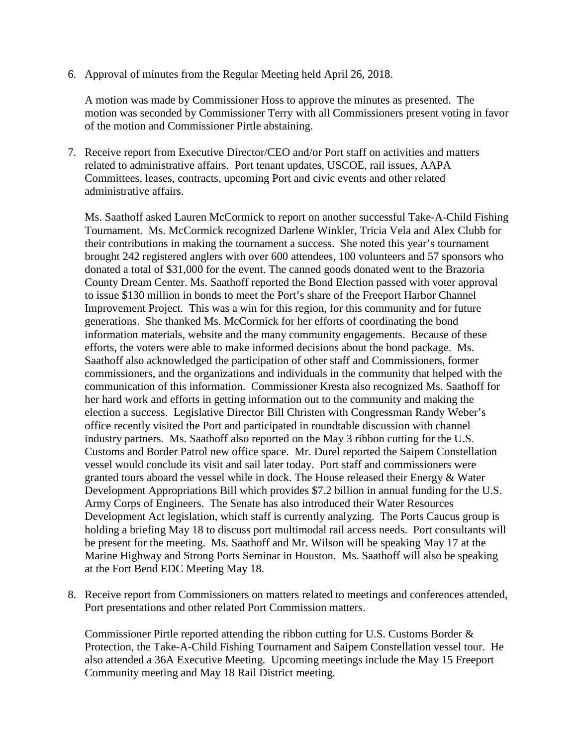6. Approval of minutes from the Regular Meeting held April 26, 2018.

   A motion was made by Commissioner Hoss to approve the minutes as presented. The motion was seconded by Commissioner Terry with all Commissioners present voting in favor of the motion and Commissioner Pirtle abstaining.

7. Receive report from Executive Director/CEO and/or Port staff on activities and matters related to administrative affairs. Port tenant updates, USCOE, rail issues, AAPA Committees, leases, contracts, upcoming Port and civic events and other related administrative affairs.

   Ms. Saathoff asked Lauren McCormick to report on another successful Take-A-Child Fishing Tournament. Ms. McCormick recognized Darlene Winkler, Tricia Vela and Alex Clubb for their contributions in making the tournament a success. She noted this year's tournament brought 242 registered anglers with over 600 attendees, 100 volunteers and 57 sponsors who donated a total of $31,000 for the event. The canned goods donated went to the Brazoria County Dream Center. Ms. Saathoff reported the Bond Election passed with voter approval to issue $130 million in bonds to meet the Port's share of the Freeport Harbor Channel Improvement Project. This was a win for this region, for this community and for future generations. She thanked Ms. McCormick for her efforts of coordinating the bond information materials, website and the many community engagements. Because of these efforts, the voters were able to make informed decisions about the bond package. Ms. Saathoff also acknowledged the participation of other staff and Commissioners, former commissioners, and the organizations and individuals in the community that helped with the communication of this information. Commissioner Kresta also recognized Ms. Saathoff for her hard work and efforts in getting information out to the community and making the election a success. Legislative Director Bill Christen with Congressman Randy Weber's office recently visited the Port and participated in roundtable discussion with channel industry partners. Ms. Saathoff also reported on the May 3 ribbon cutting for the U.S. Customs and Border Patrol new office space. Mr. Durel reported the Saipem Constellation vessel would conclude its visit and sail later today. Port staff and commissioners were granted tours aboard the vessel while in dock. The House released their Energy & Water Development Appropriations Bill which provides $7.2 billion in annual funding for the U.S. Army Corps of Engineers. The Senate has also introduced their Water Resources Development Act legislation, which staff is currently analyzing. The Ports Caucus group is holding a briefing May 18 to discuss port multimodal rail access needs. Port consultants will be present for the meeting. Ms. Saathoff and Mr. Wilson will be speaking May 17 at the Marine Highway and Strong Ports Seminar in Houston. Ms. Saathoff will also be speaking at the Fort Bend EDC Meeting May 18.

8. Receive report from Commissioners on matters related to meetings and conferences attended, Port presentations and other related Port Commission matters.

   Commissioner Pirtle reported attending the ribbon cutting for U.S. Customs Border & Protection, the Take-A-Child Fishing Tournament and Saipem Constellation vessel tour. He also attended a 36A Executive Meeting. Upcoming meetings include the May 15 Freeport Community meeting and May 18 Rail District meeting.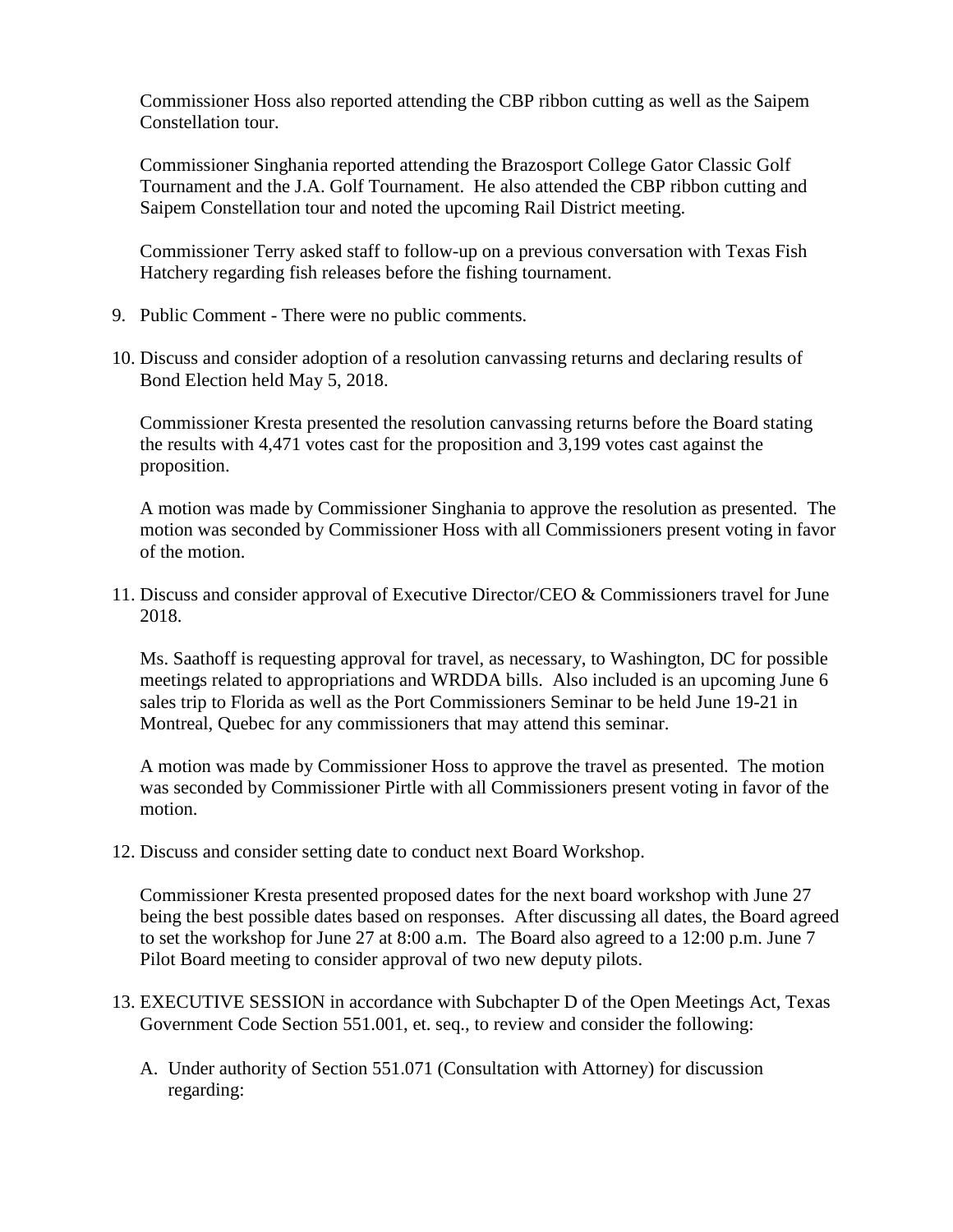Commissioner Hoss also reported attending the CBP ribbon cutting as well as the Saipem Constellation tour.

Commissioner Singhania reported attending the Brazosport College Gator Classic Golf Tournament and the J.A. Golf Tournament. He also attended the CBP ribbon cutting and Saipem Constellation tour and noted the upcoming Rail District meeting.

Commissioner Terry asked staff to follow-up on a previous conversation with Texas Fish Hatchery regarding fish releases before the fishing tournament.

9. Public Comment - There were no public comments.

10. Discuss and consider adoption of a resolution canvassing returns and declaring results of Bond Election held May 5, 2018.

    Commissioner Kresta presented the resolution canvassing returns before the Board stating the results with 4,471 votes cast for the proposition and 3,199 votes cast against the proposition.

    A motion was made by Commissioner Singhania to approve the resolution as presented. The motion was seconded by Commissioner Hoss with all Commissioners present voting in favor of the motion.

11. Discuss and consider approval of Executive Director/CEO & Commissioners travel for June 2018.

    Ms. Saathoff is requesting approval for travel, as necessary, to Washington, DC for possible meetings related to appropriations and WRDDA bills. Also included is an upcoming June 6 sales trip to Florida as well as the Port Commissioners Seminar to be held June 19-21 in Montreal, Quebec for any commissioners that may attend this seminar.

    A motion was made by Commissioner Hoss to approve the travel as presented. The motion was seconded by Commissioner Pirtle with all Commissioners present voting in favor of the motion.

12. Discuss and consider setting date to conduct next Board Workshop.

    Commissioner Kresta presented proposed dates for the next board workshop with June 27 being the best possible dates based on responses. After discussing all dates, the Board agreed to set the workshop for June 27 at 8:00 a.m. The Board also agreed to a 12:00 p.m. June 7 Pilot Board meeting to consider approval of two new deputy pilots.

13. EXECUTIVE SESSION in accordance with Subchapter D of the Open Meetings Act, Texas Government Code Section 551.001, et. seq., to review and consider the following:

    A. Under authority of Section 551.071 (Consultation with Attorney) for discussion regarding: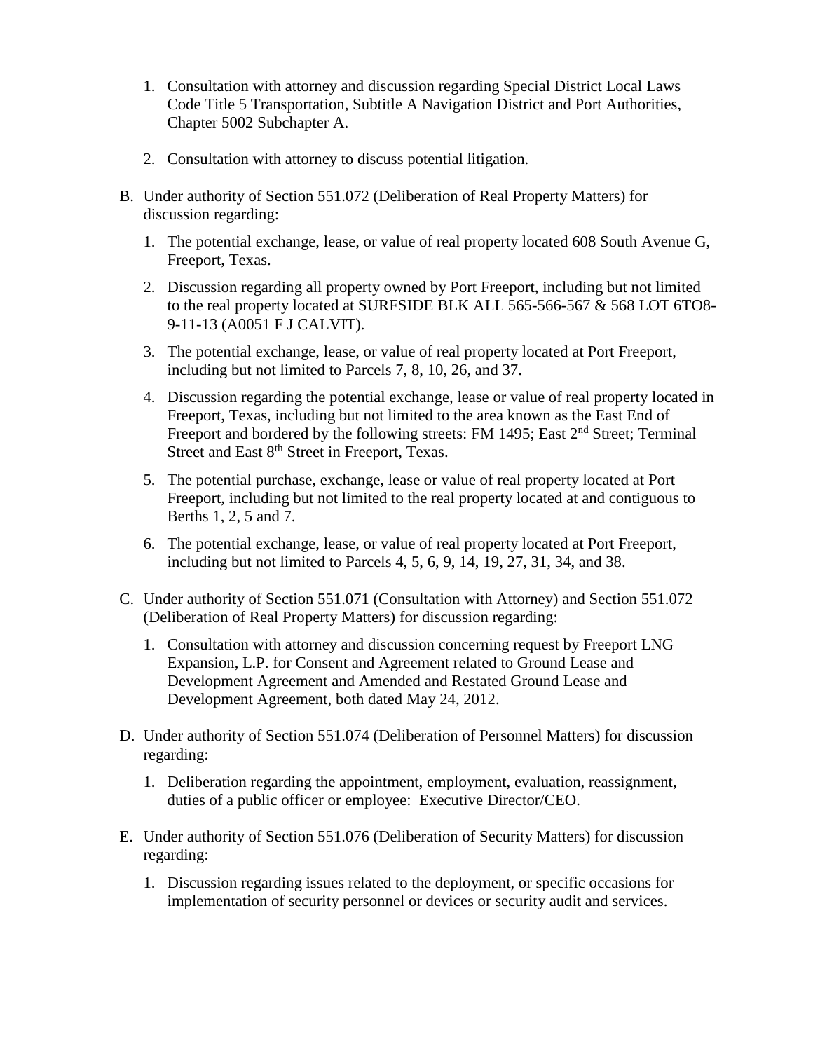1. Consultation with attorney and discussion regarding Special District Local Laws Code Title 5 Transportation, Subtitle A Navigation District and Port Authorities, Chapter 5002 Subchapter A.

2. Consultation with attorney to discuss potential litigation.

B. Under authority of Section 551.072 (Deliberation of Real Property Matters) for discussion regarding:

   1. The potential exchange, lease, or value of real property located 608 South Avenue G, Freeport, Texas.

   2. Discussion regarding all property owned by Port Freeport, including but not limited to the real property located at SURFSIDE BLK ALL 565-566-567 & 568 LOT 6TO8-9-11-13 (A0051 F J CALVIT).

   3. The potential exchange, lease, or value of real property located at Port Freeport, including but not limited to Parcels 7, 8, 10, 26, and 37.

   4. Discussion regarding the potential exchange, lease or value of real property located in Freeport, Texas, including but not limited to the area known as the East End of Freeport and bordered by the following streets: FM 1495; East 2nd Street; Terminal Street and East 8th Street in Freeport, Texas.

   5. The potential purchase, exchange, lease or value of real property located at Port Freeport, including but not limited to the real property located at and contiguous to Berths 1, 2, 5 and 7.

   6. The potential exchange, lease, or value of real property located at Port Freeport, including but not limited to Parcels 4, 5, 6, 9, 14, 19, 27, 31, 34, and 38.

C. Under authority of Section 551.071 (Consultation with Attorney) and Section 551.072 (Deliberation of Real Property Matters) for discussion regarding:

   1. Consultation with attorney and discussion concerning request by Freeport LNG Expansion, L.P. for Consent and Agreement related to Ground Lease and Development Agreement and Amended and Restated Ground Lease and Development Agreement, both dated May 24, 2012.

D. Under authority of Section 551.074 (Deliberation of Personnel Matters) for discussion regarding:

   1. Deliberation regarding the appointment, employment, evaluation, reassignment, duties of a public officer or employee: Executive Director/CEO.

E. Under authority of Section 551.076 (Deliberation of Security Matters) for discussion regarding:

   1. Discussion regarding issues related to the deployment, or specific occasions for implementation of security personnel or devices or security audit and services.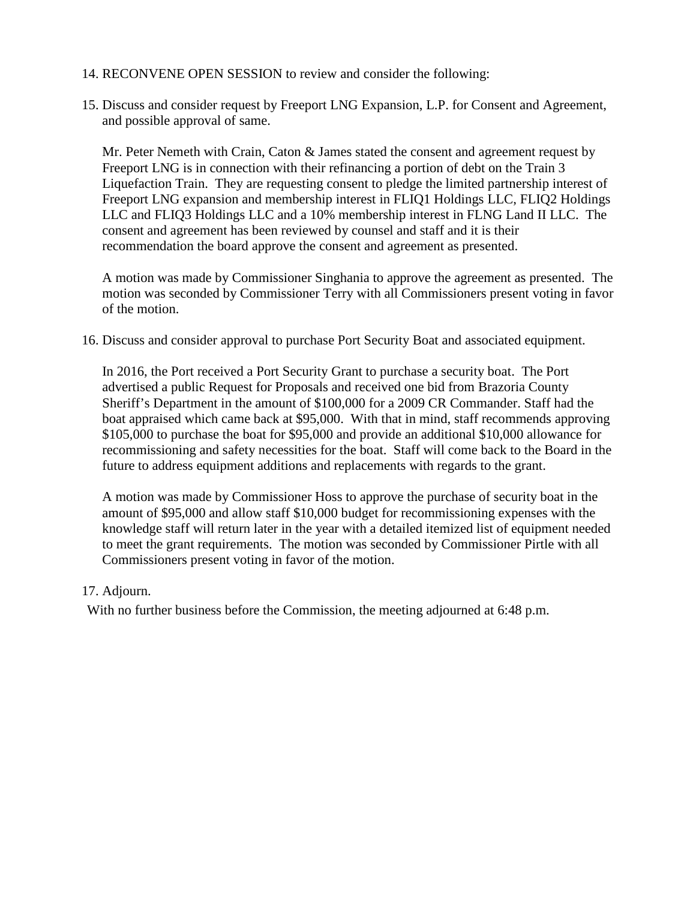14. RECONVENE OPEN SESSION to review and consider the following:

15. Discuss and consider request by Freeport LNG Expansion, L.P. for Consent and Agreement, and possible approval of same.

    Mr. Peter Nemeth with Crain, Caton & James stated the consent and agreement request by Freeport LNG is in connection with their refinancing a portion of debt on the Train 3 Liquefaction Train. They are requesting consent to pledge the limited partnership interest of Freeport LNG expansion and membership interest in FLIQ1 Holdings LLC, FLIQ2 Holdings LLC and FLIQ3 Holdings LLC and a 10% membership interest in FLNG Land II LLC. The consent and agreement has been reviewed by counsel and staff and it is their recommendation the board approve the consent and agreement as presented.

    A motion was made by Commissioner Singhania to approve the agreement as presented. The motion was seconded by Commissioner Terry with all Commissioners present voting in favor of the motion.

16. Discuss and consider approval to purchase Port Security Boat and associated equipment.

    In 2016, the Port received a Port Security Grant to purchase a security boat. The Port advertised a public Request for Proposals and received one bid from Brazoria County Sheriff's Department in the amount of $100,000 for a 2009 CR Commander. Staff had the boat appraised which came back at $95,000. With that in mind, staff recommends approving $105,000 to purchase the boat for $95,000 and provide an additional $10,000 allowance for recommissioning and safety necessities for the boat. Staff will come back to the Board in the future to address equipment additions and replacements with regards to the grant.

    A motion was made by Commissioner Hoss to approve the purchase of security boat in the amount of $95,000 and allow staff $10,000 budget for recommissioning expenses with the knowledge staff will return later in the year with a detailed itemized list of equipment needed to meet the grant requirements. The motion was seconded by Commissioner Pirtle with all Commissioners present voting in favor of the motion.

17. Adjourn.

With no further business before the Commission, the meeting adjourned at 6:48 p.m.